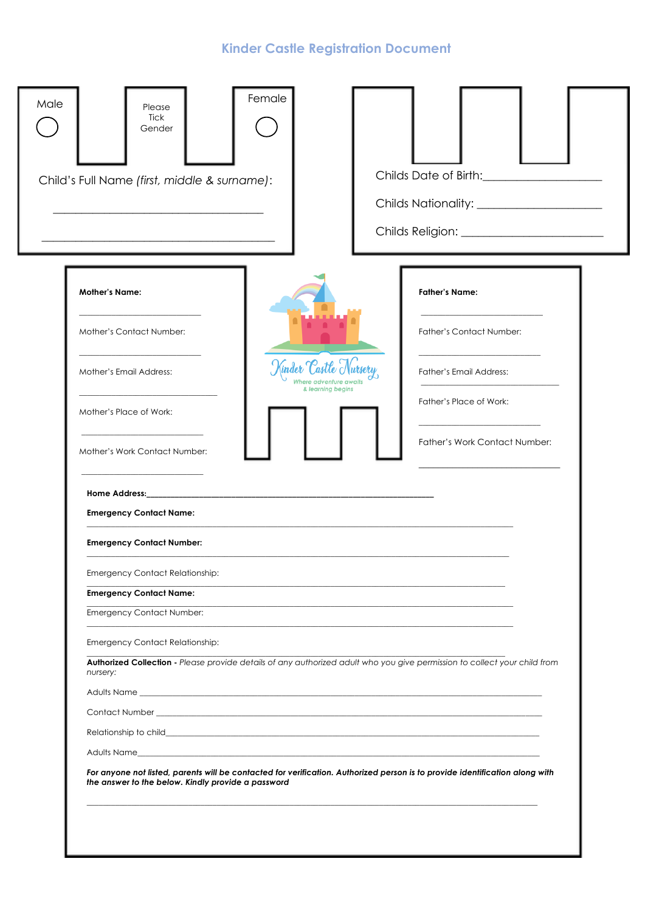# Kinder Castle Registration Document

Male ○ Please Tick Gender Female ○

Child's Full Name *(first, middle & surname)*:

\_\_\_\_\_\_\_\_\_\_\_\_\_\_\_\_\_\_\_\_\_\_\_\_\_\_\_\_\_\_\_\_\_\_\_\_\_\_\_\_

\_\_\_\_\_\_\_\_\_\_\_\_\_\_\_\_\_\_\_\_\_\_\_\_\_\_\_\_\_\_\_\_\_\_\_\_\_\_\_\_

Childs Date of Birth:\_\_\_\_\_\_\_\_\_\_\_\_\_\_\_\_\_\_\_\_

Childs Nationality: \_\_\_\_\_\_\_\_\_\_\_\_\_\_\_\_\_\_\_\_

Childs Religion: \_\_\_\_\_\_\_\_\_\_\_\_\_\_\_\_\_\_\_\_

**Mother's Name:**

\_\_\_\_\_\_\_\_\_\_\_\_\_\_\_\_\_\_\_\_\_\_\_\_

Mother's Contact Number:

\_\_\_\_\_\_\_\_\_\_\_\_\_\_\_\_\_\_\_\_\_\_\_\_

Mother's Email Address:

\_\_\_\_\_\_\_\_\_\_\_\_\_\_\_\_\_\_\_\_\_\_\_\_

Mother's Place of Work:

\_\_\_\_\_\_\_\_\_\_\_\_\_\_\_\_\_\_\_\_\_\_\_\_

Mother's Work Contact Number:

\_\_\_\_\_\_\_\_\_\_\_\_\_\_\_\_\_\_\_\_\_\_\_\_

Kinder Castle Nursery
Where adventure awaits & learning begins

**Father's Name:**

\_\_\_\_\_\_\_\_\_\_\_\_\_\_\_\_\_\_\_\_\_\_\_\_

Father's Contact Number:

\_\_\_\_\_\_\_\_\_\_\_\_\_\_\_\_\_\_\_\_\_\_\_\_

Father's Email Address:

\_\_\_\_\_\_\_\_\_\_\_\_\_\_\_\_\_\_\_\_\_\_\_\_

Father's Place of Work:

\_\_\_\_\_\_\_\_\_\_\_\_\_\_\_\_\_\_\_\_\_\_\_\_

Father's Work Contact Number:

\_\_\_\_\_\_\_\_\_\_\_\_\_\_\_\_\_\_\_\_\_\_\_\_

**Home Address:**\_\_\_\_\_\_\_\_\_\_\_\_\_\_\_\_\_\_\_\_\_\_\_\_\_\_\_\_\_\_\_\_\_\_\_\_\_\_\_\_\_\_\_\_\_\_\_\_\_\_\_\_

**Emergency Contact Name:**

\_\_\_\_\_\_\_\_\_\_\_\_\_\_\_\_\_\_\_\_\_\_\_\_\_\_\_\_\_\_\_\_\_\_\_\_\_\_\_\_\_\_\_\_\_\_\_\_\_\_\_\_

**Emergency Contact Number:**

\_\_\_\_\_\_\_\_\_\_\_\_\_\_\_\_\_\_\_\_\_\_\_\_\_\_\_\_\_\_\_\_\_\_\_\_\_\_\_\_\_\_\_\_\_\_\_\_\_\_\_\_

Emergency Contact Relationship:

\_\_\_\_\_\_\_\_\_\_\_\_\_\_\_\_\_\_\_\_\_\_\_\_\_\_\_\_\_\_\_\_\_\_\_\_\_\_\_\_\_\_\_\_\_\_\_\_\_\_\_\_

**Emergency Contact Name:**

\_\_\_\_\_\_\_\_\_\_\_\_\_\_\_\_\_\_\_\_\_\_\_\_\_\_\_\_\_\_\_\_\_\_\_\_\_\_\_\_\_\_\_\_\_\_\_\_\_\_\_\_

Emergency Contact Number:

\_\_\_\_\_\_\_\_\_\_\_\_\_\_\_\_\_\_\_\_\_\_\_\_\_\_\_\_\_\_\_\_\_\_\_\_\_\_\_\_\_\_\_\_\_\_\_\_\_\_\_\_

Emergency Contact Relationship:

\_\_\_\_\_\_\_\_\_\_\_\_\_\_\_\_\_\_\_\_\_\_\_\_\_\_\_\_\_\_\_\_\_\_\_\_\_\_\_\_\_\_\_\_\_\_\_\_\_\_\_\_

**Authorized Collection -** *Please provide details of any authorized adult who you give permission to collect your child from nursery:*

Adults Name \_\_\_\_\_\_\_\_\_\_\_\_\_\_\_\_\_\_\_\_\_\_\_\_\_\_\_\_\_\_\_\_\_\_\_\_\_\_\_\_\_\_\_\_\_\_\_\_

Contact Number \_\_\_\_\_\_\_\_\_\_\_\_\_\_\_\_\_\_\_\_\_\_\_\_\_\_\_\_\_\_\_\_\_\_\_\_\_\_\_\_\_\_\_\_\_\_\_\_

Relationship to child\_\_\_\_\_\_\_\_\_\_\_\_\_\_\_\_\_\_\_\_\_\_\_\_\_\_\_\_\_\_\_\_\_\_\_\_\_\_\_\_\_\_\_\_\_\_\_\_

Adults Name\_\_\_\_\_\_\_\_\_\_\_\_\_\_\_\_\_\_\_\_\_\_\_\_\_\_\_\_\_\_\_\_\_\_\_\_\_\_\_\_\_\_\_\_\_\_\_\_

***For anyone not listed, parents will be contacted for verification. Authorized person is to provide identification along with the answer to the below. Kindly provide a password***

\_\_\_\_\_\_\_\_\_\_\_\_\_\_\_\_\_\_\_\_\_\_\_\_\_\_\_\_\_\_\_\_\_\_\_\_\_\_\_\_\_\_\_\_\_\_\_\_\_\_\_\_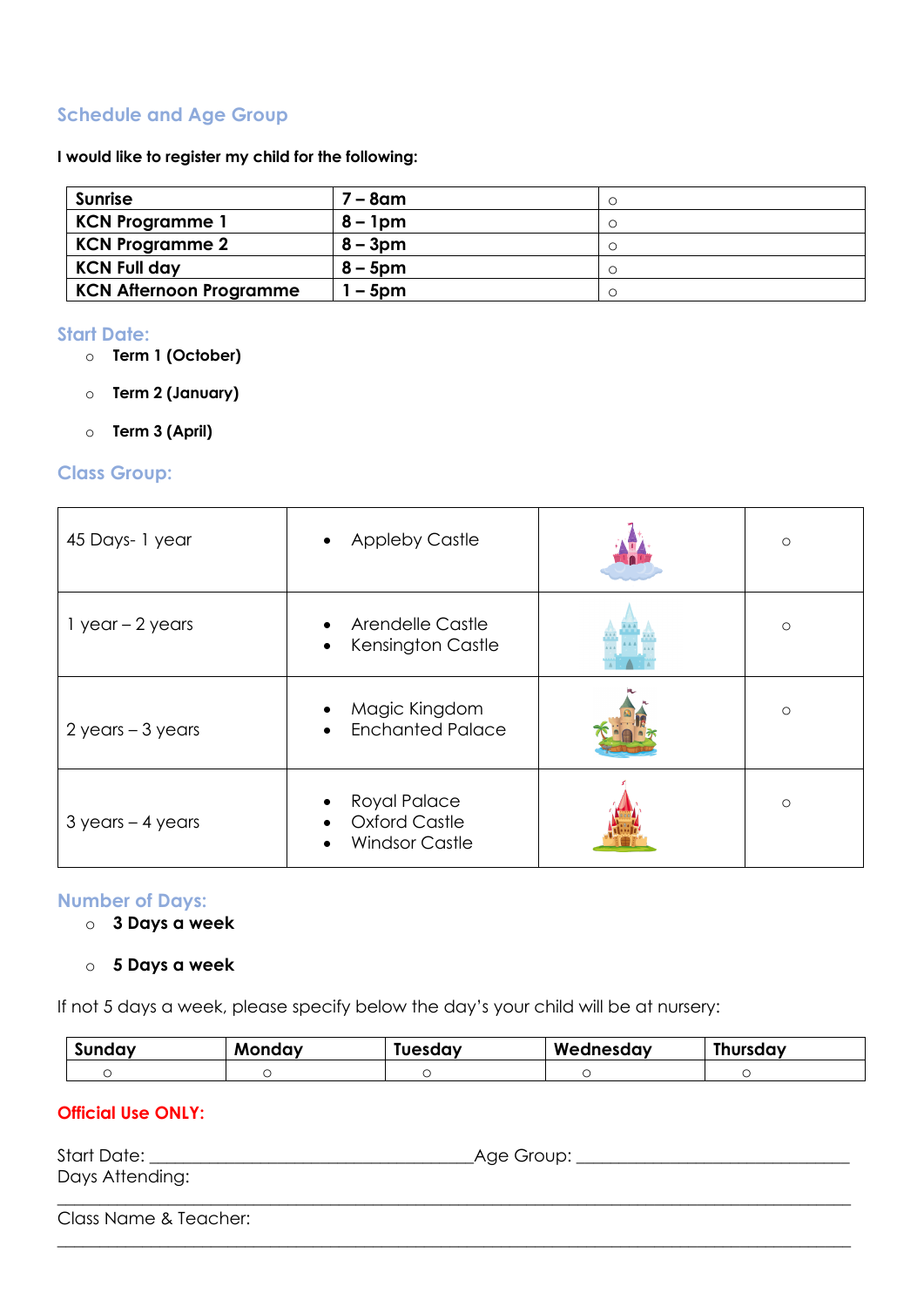## Schedule and Age Group

**I would like to register my child for the following:**

| | | |
|---|---|---|
| **Sunrise** | **7 – 8am** | ○ |
| **KCN Programme 1** | **8 – 1pm** | ○ |
| **KCN Programme 2** | **8 – 3pm** | ○ |
| **KCN Full day** | **8 – 5pm** | ○ |
| **KCN Afternoon Programme** | **1 – 5pm** | ○ |

## Start Date:

- ○ **Term 1 (October)**
- ○ **Term 2 (January)**
- ○ **Term 3 (April)**

## Class Group:

| | | | |
|---|---|---|---|
| 45 Days- 1 year | • Appleby Castle | | ○ |
| 1 year – 2 years | • Arendelle Castle<br>• Kensington Castle | | ○ |
| 2 years – 3 years | • Magic Kingdom<br>• Enchanted Palace | | ○ |
| 3 years – 4 years | • Royal Palace<br>• Oxford Castle<br>• Windsor Castle | | ○ |

## Number of Days:

- ○ **3 Days a week**
- ○ **5 Days a week**

If not 5 days a week, please specify below the day's your child will be at nursery:

| **Sunday** | **Monday** | **Tuesday** | **Wednesday** | **Thursday** |
|---|---|---|---|---|
| ○ | ○ | ○ | ○ | ○ |

**Official Use ONLY:**

Start Date: ____________________________________ Age Group: ______________________________

Days Attending:

_____________________________________________________________________________________

Class Name & Teacher:

_____________________________________________________________________________________